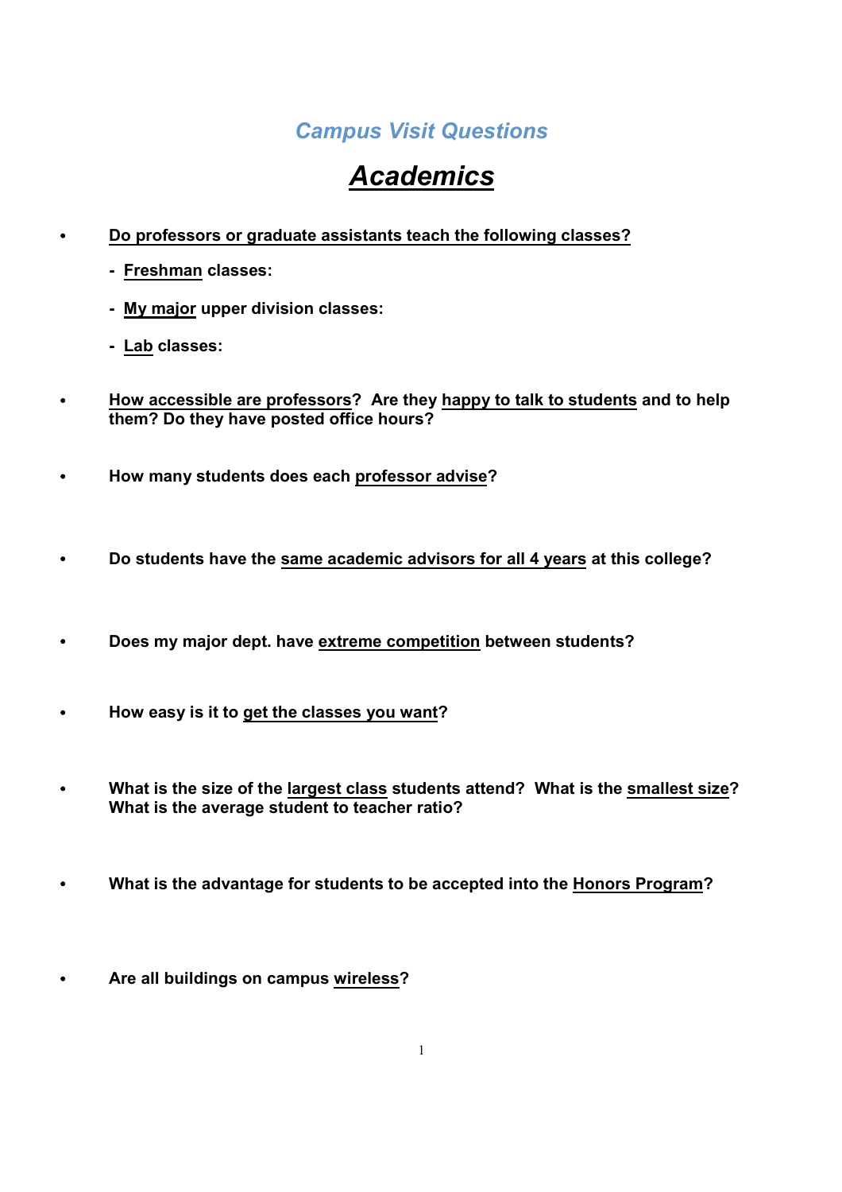# *Campus Visit Questions*

## ***Academics***

- **Do professors or graduate assistants teach the following classes?**
  - **Freshman classes:**
  - **My major upper division classes:**
  - **Lab classes:**

- **How accessible are professors? Are they happy to talk to students and to help them? Do they have posted office hours?**

- **How many students does each professor advise?**

- **Do students have the same academic advisors for all 4 years at this college?**

- **Does my major dept. have extreme competition between students?**

- **How easy is it to get the classes you want?**

- **What is the size of the largest class students attend? What is the smallest size? What is the average student to teacher ratio?**

- **What is the advantage for students to be accepted into the Honors Program?**

- **Are all buildings on campus wireless?**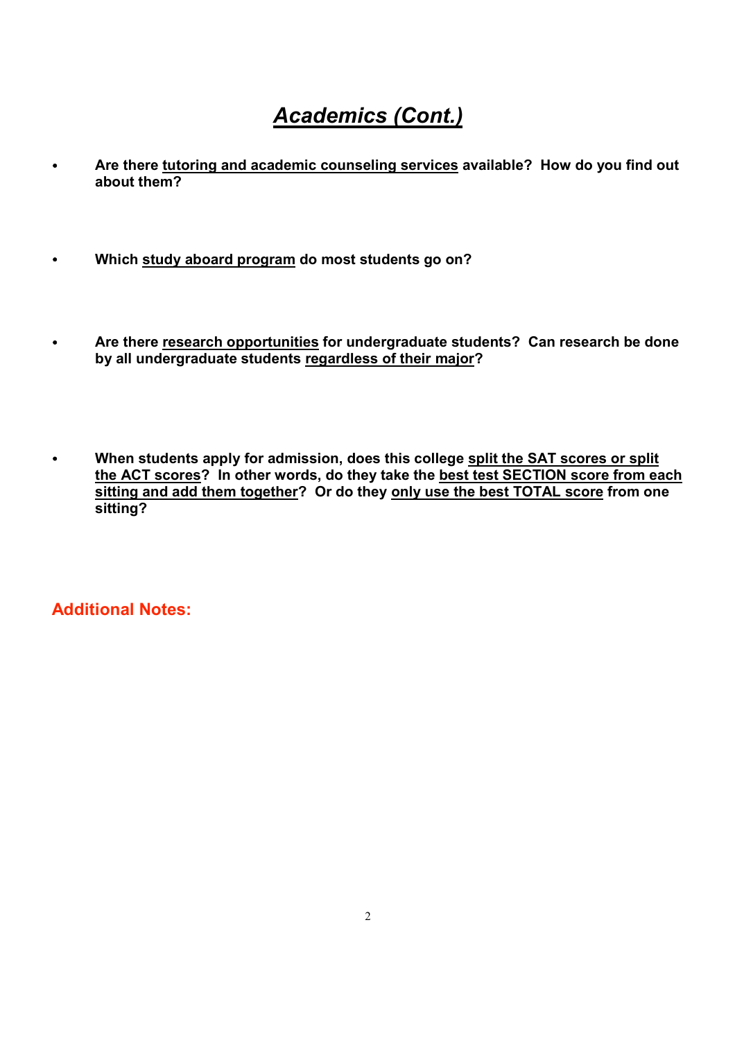# ***Academics (Cont.)***

- **Are there tutoring and academic counseling services available? How do you find out about them?**

- **Which study aboard program do most students go on?**

- **Are there research opportunities for undergraduate students? Can research be done by all undergraduate students regardless of their major?**

- **When students apply for admission, does this college split the SAT scores or split the ACT scores? In other words, do they take the best test SECTION score from each sitting and add them together? Or do they only use the best TOTAL score from one sitting?**

**Additional Notes:**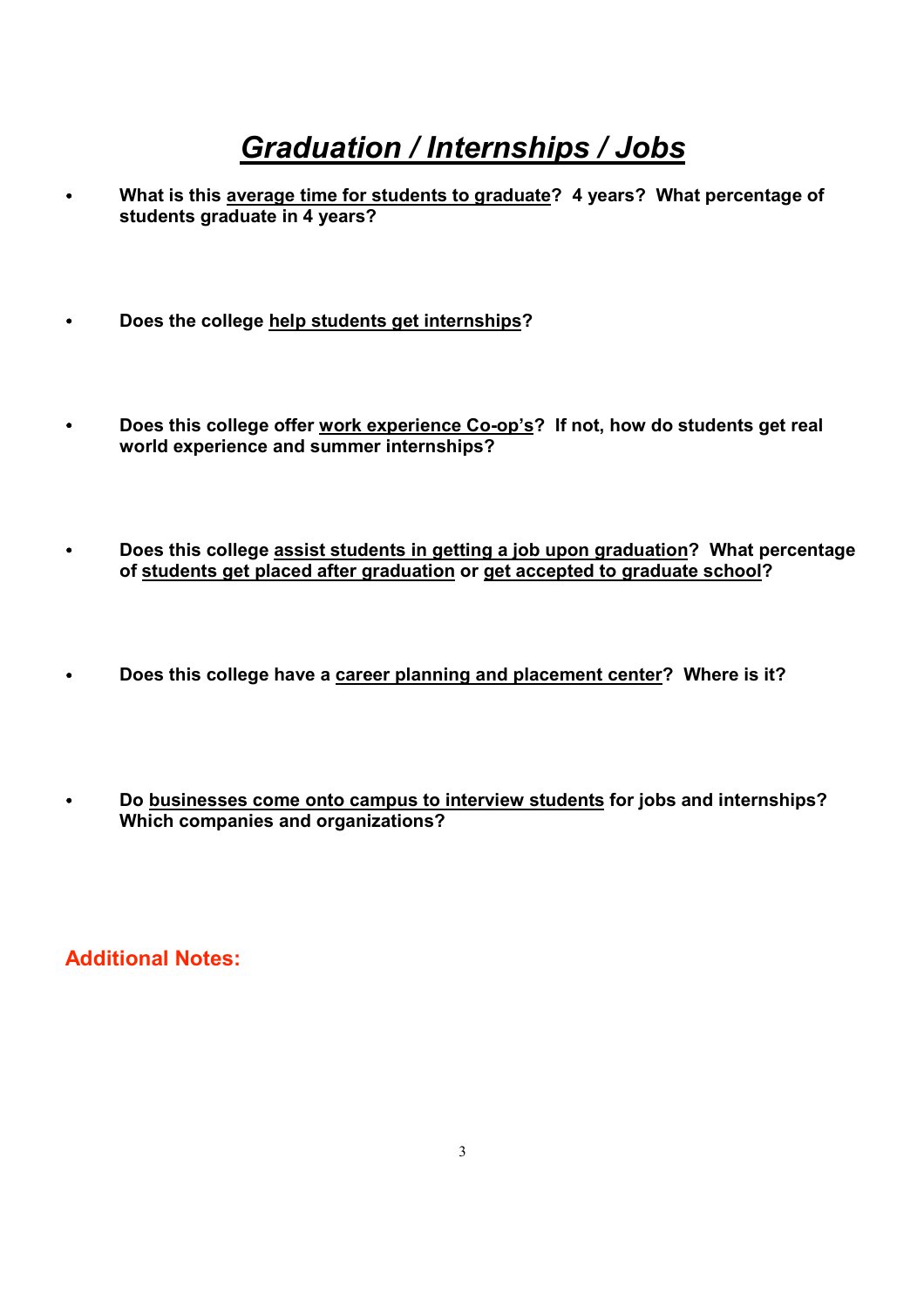# *Graduation / Internships / Jobs*

- **What is this <u>average time for students to graduate</u>? 4 years? What percentage of students graduate in 4 years?**

- **Does the college <u>help students get internships</u>?**

- **Does this college offer <u>work experience Co-op's</u>? If not, how do students get real world experience and summer internships?**

- **Does this college <u>assist students in getting a job upon graduation</u>? What percentage of <u>students get placed after graduation</u> or <u>get accepted to graduate school</u>?**

- **Does this college have a <u>career planning and placement center</u>? Where is it?**

- **Do <u>businesses come onto campus to interview students</u> for jobs and internships? Which companies and organizations?**

## Additional Notes: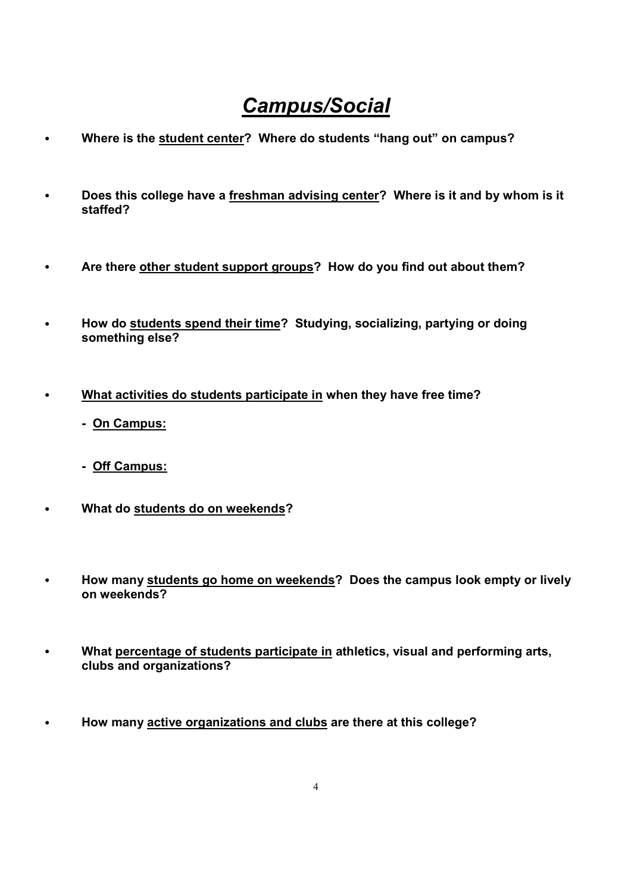# ***Campus/Social***

- **Where is the <u>student center</u>? Where do students "hang out" on campus?**

- **Does this college have a <u>freshman advising center</u>? Where is it and by whom is it staffed?**

- **Are there <u>other student support groups</u>? How do you find out about them?**

- **How do <u>students spend their time</u>? Studying, socializing, partying or doing something else?**

- **<u>What activities do students participate in</u> when they have free time?**

  **- <u>On Campus:</u>**

  **- <u>Off Campus:</u>**

- **What do <u>students do on weekends</u>?**

- **How many <u>students go home on weekends</u>? Does the campus look empty or lively on weekends?**

- **What <u>percentage of students participate in</u> athletics, visual and performing arts, clubs and organizations?**

- **How many <u>active organizations and clubs</u> are there at this college?**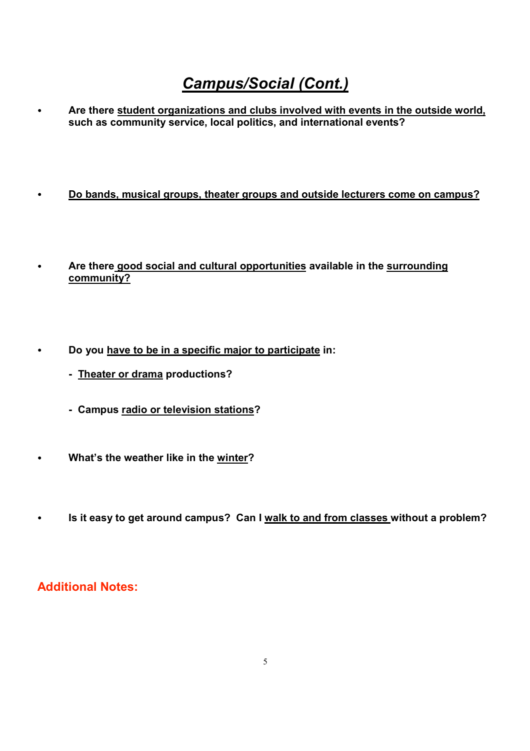# *Campus/Social (Cont.)*

- **Are there student organizations and clubs involved with events in the outside world, such as community service, local politics, and international events?**

- **Do bands, musical groups, theater groups and outside lecturers come on campus?**

- **Are there good social and cultural opportunities available in the surrounding community?**

- **Do you have to be in a specific major to participate in:**
  - **Theater or drama productions?**
  - **Campus radio or television stations?**

- **What's the weather like in the winter?**

- **Is it easy to get around campus? Can I walk to and from classes without a problem?**

## Additional Notes: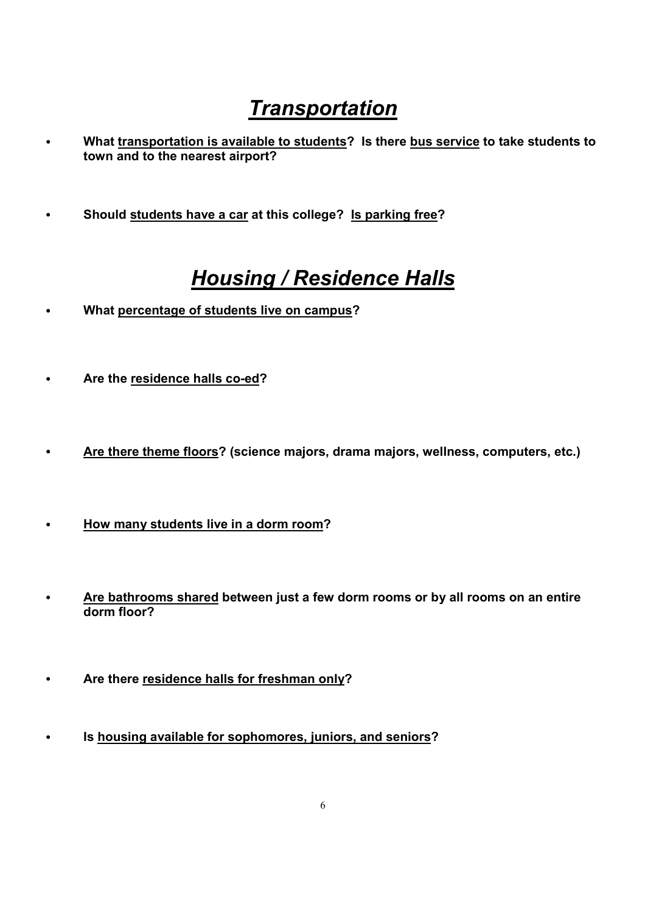## ***Transportation***

- **What transportation is available to students? Is there bus service to take students to town and to the nearest airport?**

- **Should students have a car at this college? Is parking free?**

## ***Housing / Residence Halls***

- **What percentage of students live on campus?**

- **Are the residence halls co-ed?**

- **Are there theme floors? (science majors, drama majors, wellness, computers, etc.)**

- **How many students live in a dorm room?**

- **Are bathrooms shared between just a few dorm rooms or by all rooms on an entire dorm floor?**

- **Are there residence halls for freshman only?**

- **Is housing available for sophomores, juniors, and seniors?**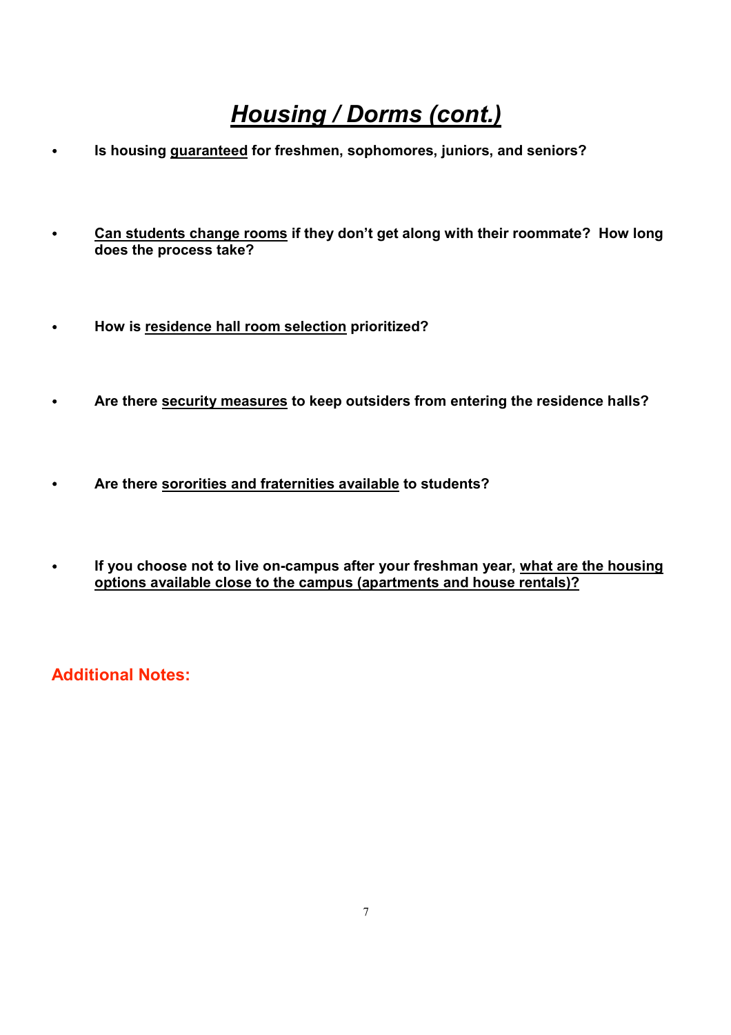# ***Housing / Dorms (cont.)***

- **Is housing <u>guaranteed</u> for freshmen, sophomores, juniors, and seniors?**

- **<u>Can students change rooms</u> if they don't get along with their roommate? How long does the process take?**

- **How is <u>residence hall room selection</u> prioritized?**

- **Are there <u>security measures</u> to keep outsiders from entering the residence halls?**

- **Are there <u>sororities and fraternities available</u> to students?**

- **If you choose not to live on-campus after your freshman year, <u>what are the housing options available close to the campus (apartments and house rentals)?</u>**

**Additional Notes:**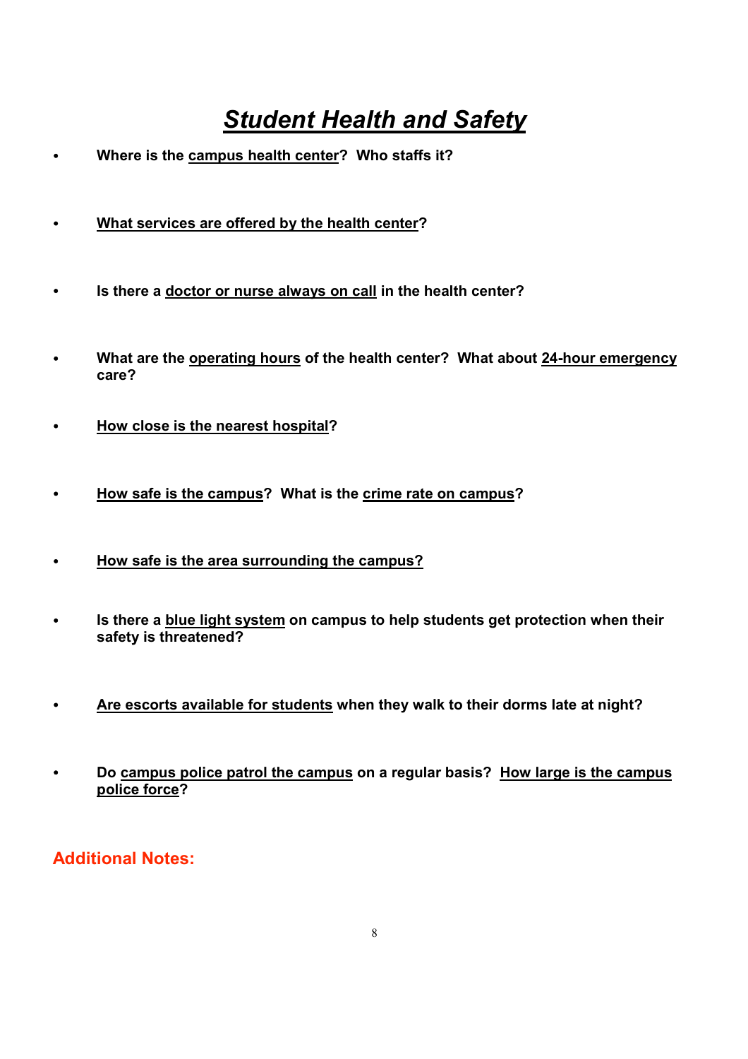# ***Student Health and Safety***

- **Where is the campus health center? Who staffs it?**

- **What services are offered by the health center?**

- **Is there a doctor or nurse always on call in the health center?**

- **What are the operating hours of the health center? What about 24-hour emergency care?**

- **How close is the nearest hospital?**

- **How safe is the campus? What is the crime rate on campus?**

- **How safe is the area surrounding the campus?**

- **Is there a blue light system on campus to help students get protection when their safety is threatened?**

- **Are escorts available for students when they walk to their dorms late at night?**

- **Do campus police patrol the campus on a regular basis? How large is the campus police force?**

**Additional Notes:**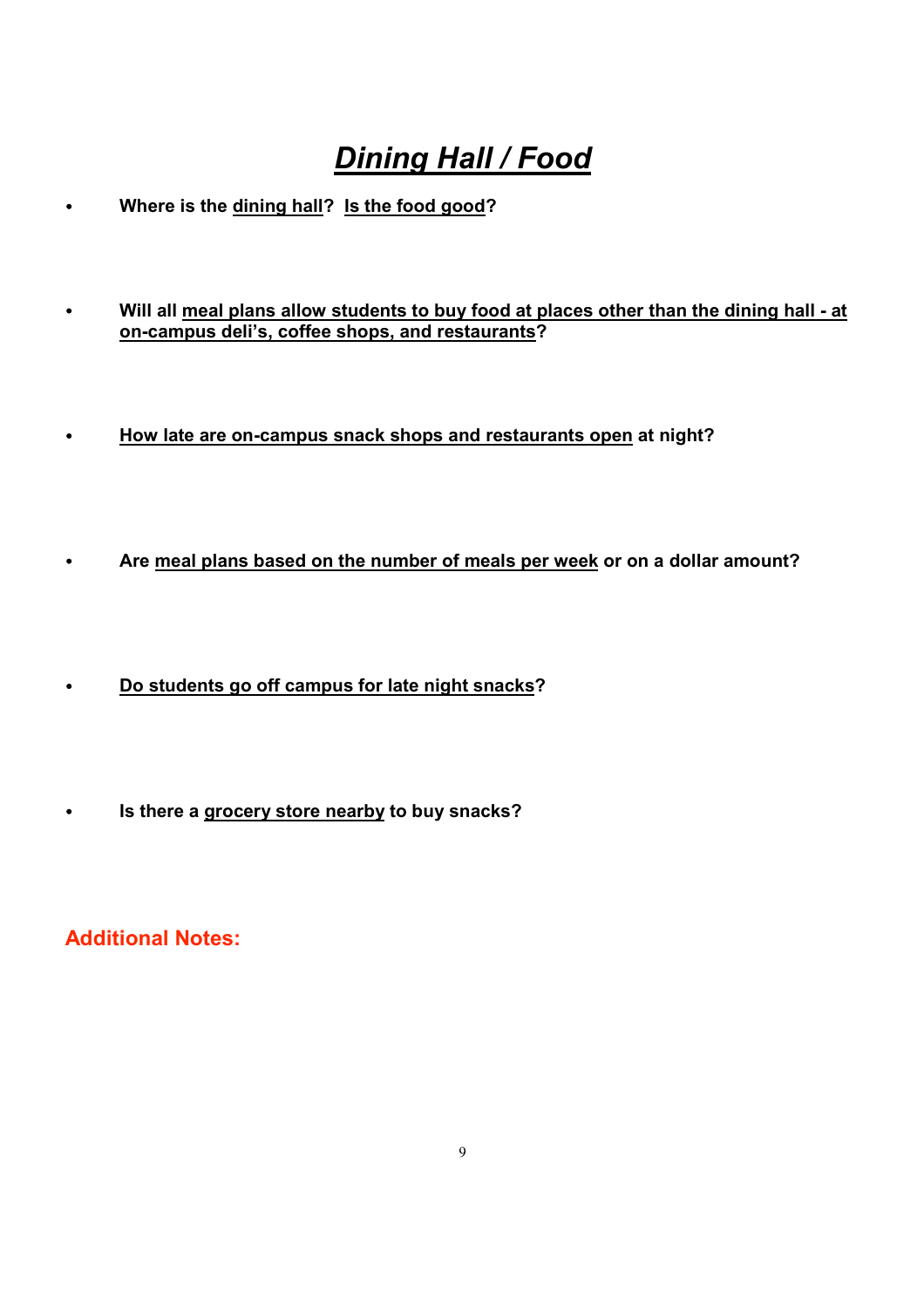# ***Dining Hall / Food***

- **Where is the dining hall? Is the food good?**
- **Will all meal plans allow students to buy food at places other than the dining hall - at on-campus deli's, coffee shops, and restaurants?**
- **How late are on-campus snack shops and restaurants open at night?**
- **Are meal plans based on the number of meals per week or on a dollar amount?**
- **Do students go off campus for late night snacks?**
- **Is there a grocery store nearby to buy snacks?**

**Additional Notes:**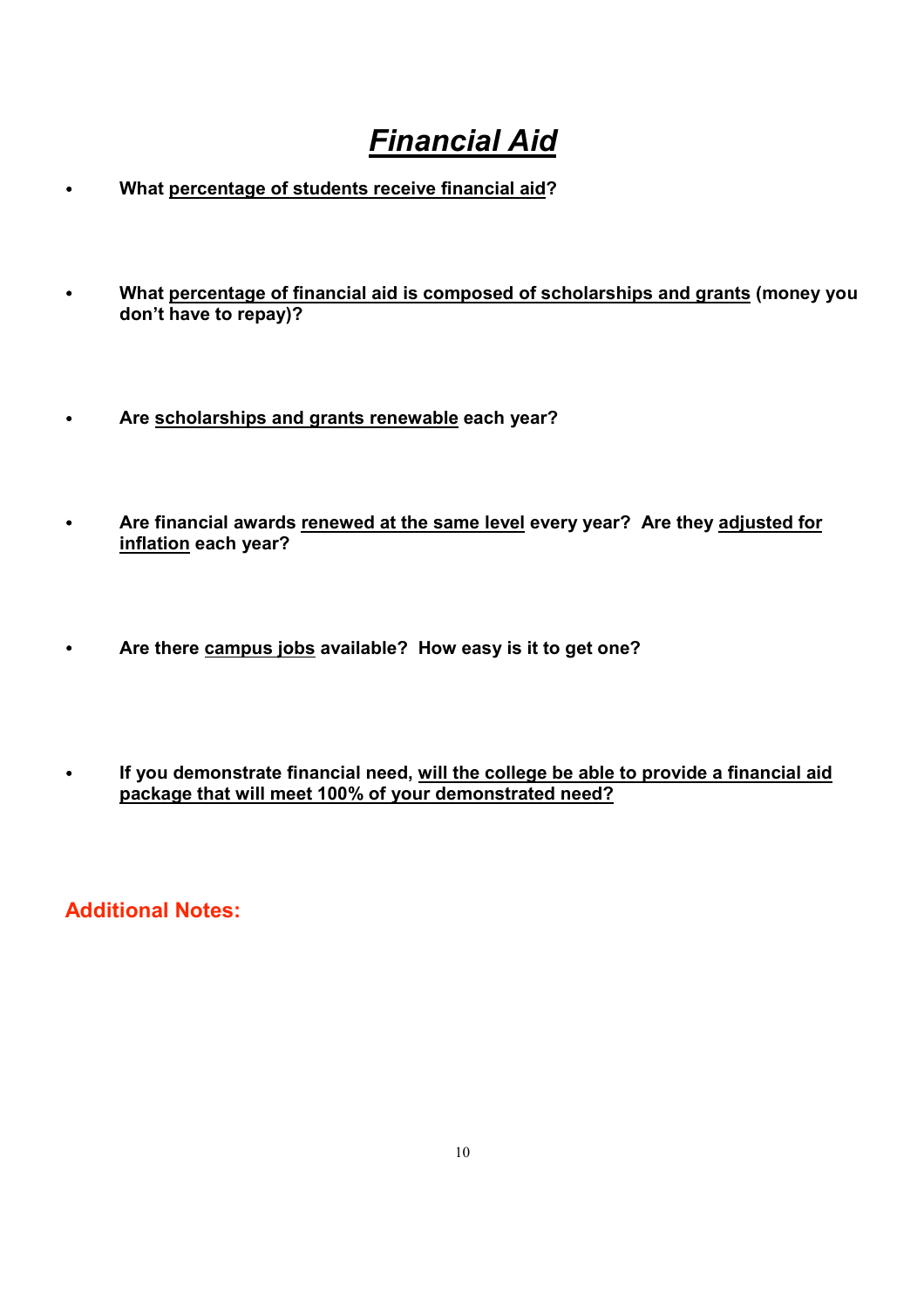# ***Financial Aid***

- **What <u>percentage of students receive financial aid</u>?**

- **What <u>percentage of financial aid is composed of scholarships and grants</u> (money you don't have to repay)?**

- **Are <u>scholarships and grants renewable</u> each year?**

- **Are financial awards <u>renewed at the same level</u> every year? Are they <u>adjusted for inflation</u> each year?**

- **Are there <u>campus jobs</u> available? How easy is it to get one?**

- **If you demonstrate financial need, <u>will the college be able to provide a financial aid package that will meet 100% of your demonstrated need?</u>**

**Additional Notes:**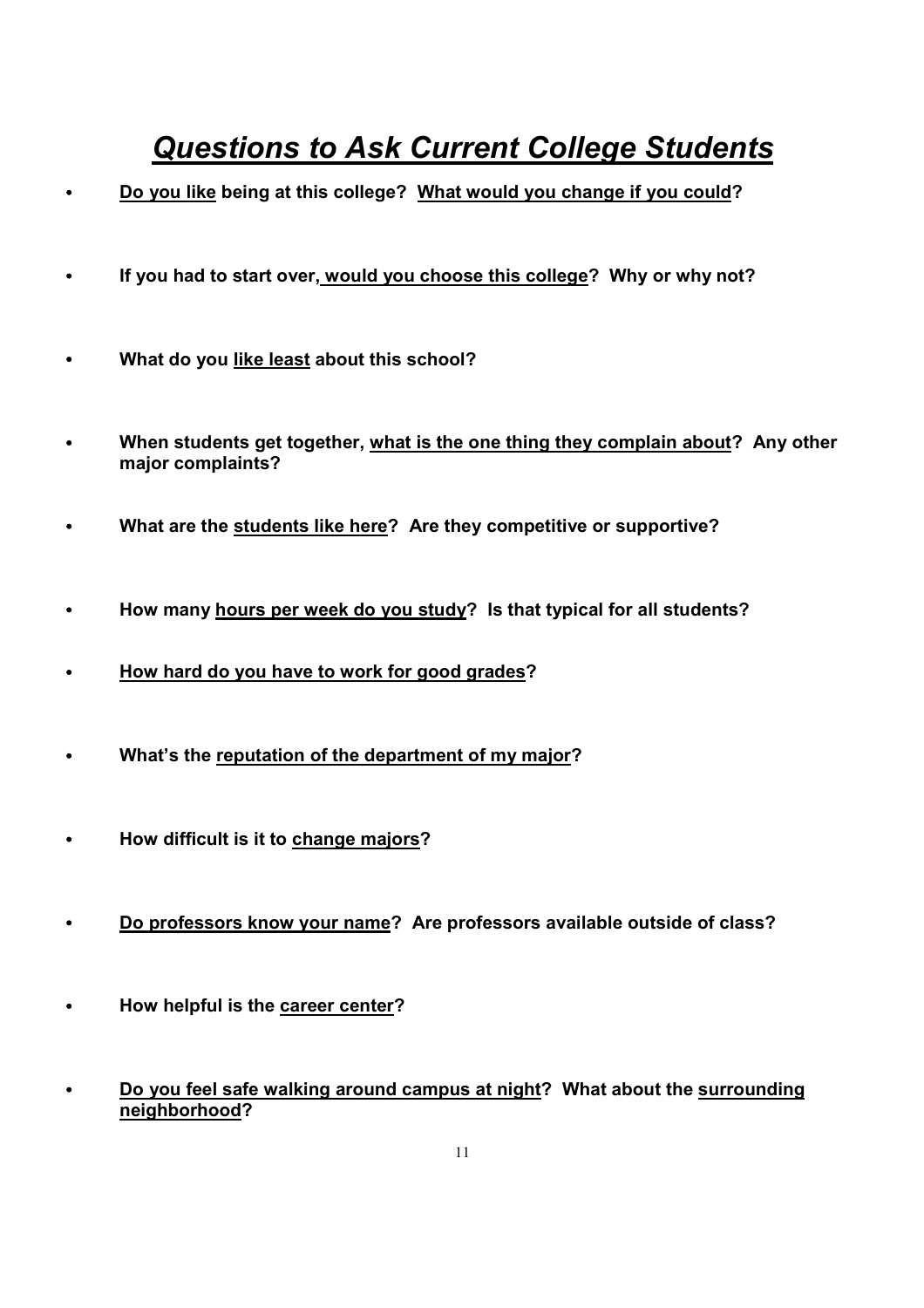# ***Questions to Ask Current College Students***

- **Do you like being at this college? What would you change if you could?**
- **If you had to start over, would you choose this college? Why or why not?**
- **What do you like least about this school?**
- **When students get together, what is the one thing they complain about? Any other major complaints?**
- **What are the students like here? Are they competitive or supportive?**
- **How many hours per week do you study? Is that typical for all students?**
- **How hard do you have to work for good grades?**
- **What's the reputation of the department of my major?**
- **How difficult is it to change majors?**
- **Do professors know your name? Are professors available outside of class?**
- **How helpful is the career center?**
- **Do you feel safe walking around campus at night? What about the surrounding neighborhood?**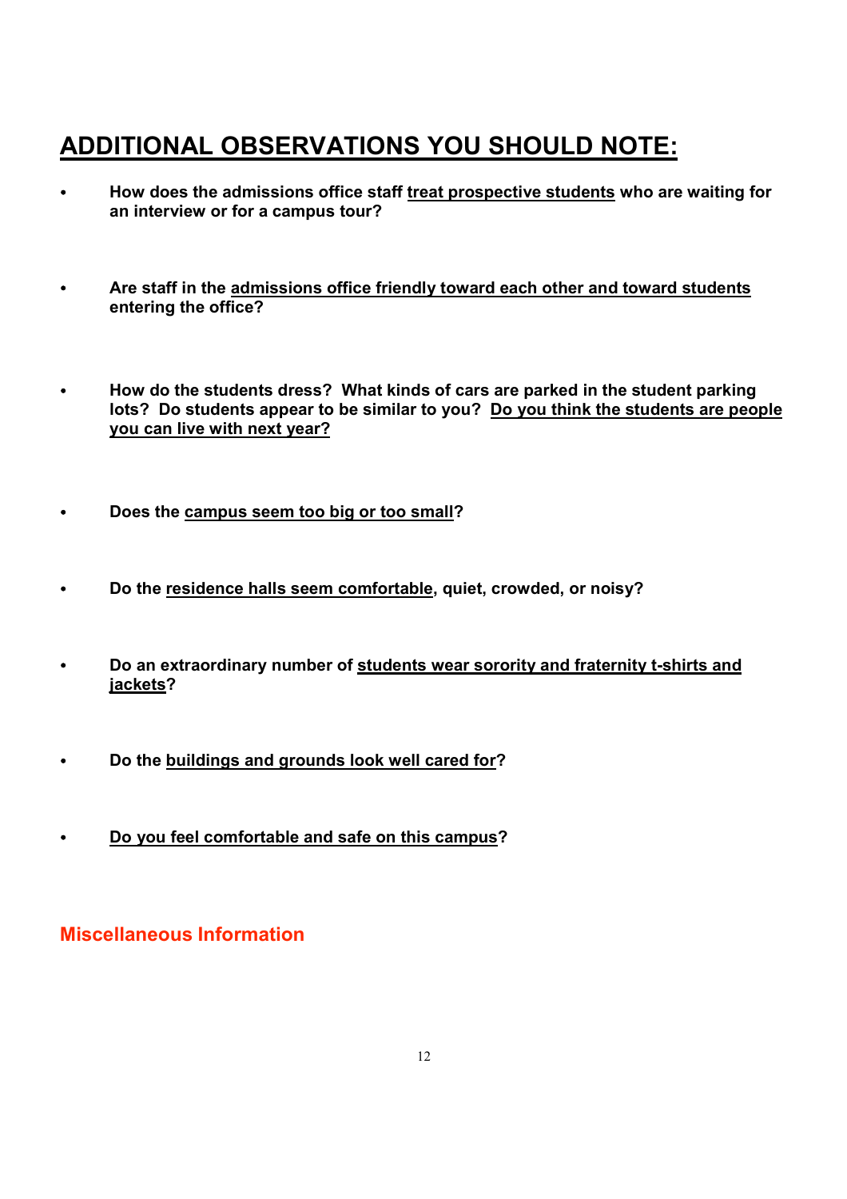## ADDITIONAL OBSERVATIONS YOU SHOULD NOTE:

- **How does the admissions office staff <u>treat prospective students</u> who are waiting for an interview or for a campus tour?**

- **Are staff in the <u>admissions office friendly toward each other and toward students</u> entering the office?**

- **How do the students dress? What kinds of cars are parked in the student parking lots? Do students appear to be similar to you? <u>Do you think the students are people you can live with next year?</u>**

- **Does the <u>campus seem too big or too small</u>?**

- **Do the <u>residence halls seem comfortable</u>, quiet, crowded, or noisy?**

- **Do an extraordinary number of <u>students wear sorority and fraternity t-shirts and jackets</u>?**

- **Do the <u>buildings and grounds look well cared for</u>?**

- **<u>Do you feel comfortable and safe on this campus</u>?**

### Miscellaneous Information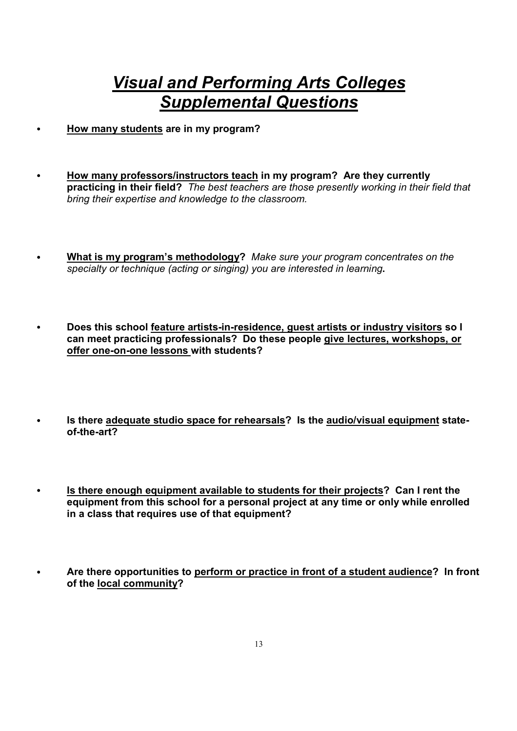# *Visual and Performing Arts Colleges Supplemental Questions*

- **How many students are in my program?**

- **How many professors/instructors teach in my program? Are they currently practicing in their field?** *The best teachers are those presently working in their field that bring their expertise and knowledge to the classroom.*

- **What is my program's methodology?** *Make sure your program concentrates on the specialty or technique (acting or singing) you are interested in learning***.**

- **Does this school feature artists-in-residence, guest artists or industry visitors so I can meet practicing professionals? Do these people give lectures, workshops, or offer one-on-one lessons with students?**

- **Is there adequate studio space for rehearsals? Is the audio/visual equipment state-of-the-art?**

- **Is there enough equipment available to students for their projects? Can I rent the equipment from this school for a personal project at any time or only while enrolled in a class that requires use of that equipment?**

- **Are there opportunities to perform or practice in front of a student audience? In front of the local community?**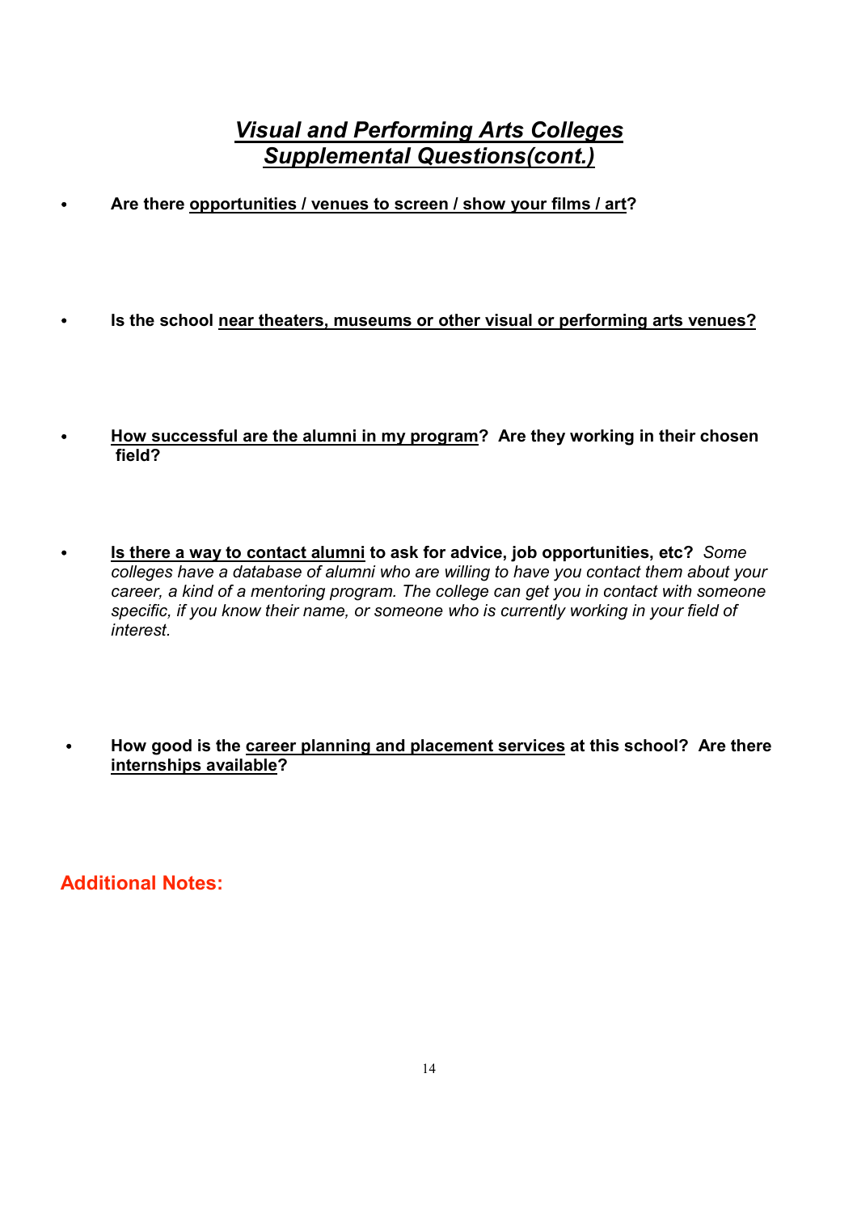# *Visual and Performing Arts Colleges Supplemental Questions(cont.)*

- **Are there opportunities / venues to screen / show your films / art?**

- **Is the school near theaters, museums or other visual or performing arts venues?**

- **How successful are the alumni in my program? Are they working in their chosen field?**

- **Is there a way to contact alumni to ask for advice, job opportunities, etc?** *Some colleges have a database of alumni who are willing to have you contact them about your career, a kind of a mentoring program. The college can get you in contact with someone specific, if you know their name, or someone who is currently working in your field of interest.*

- **How good is the career planning and placement services at this school? Are there internships available?**

## Additional Notes: